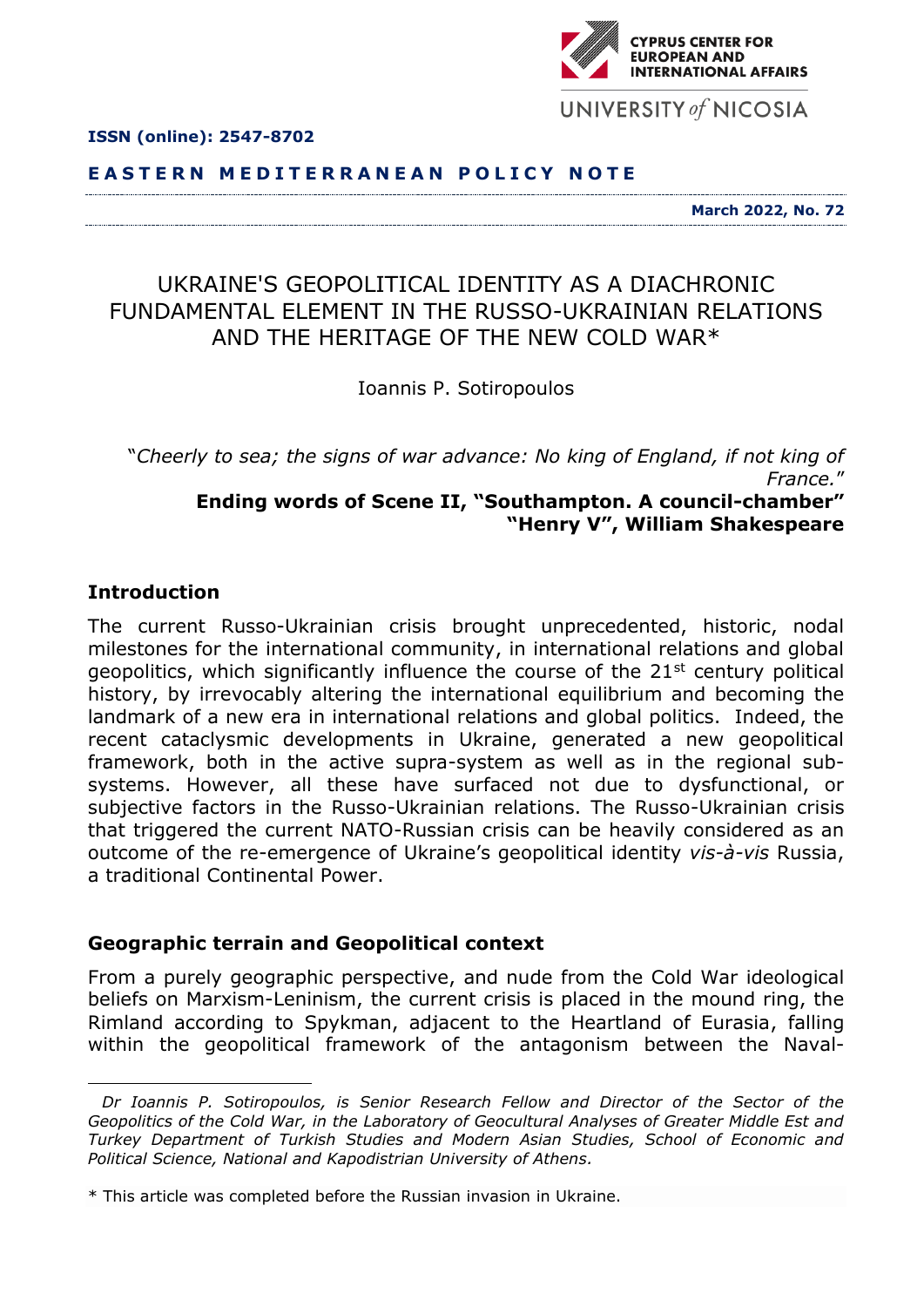**CYPRUS CENTER FOR EUROPEAN AND INTERNATIONAL AFFAIRS**

UNIVERSITY *of* NICOSIA

**ISSN (online): 2547-8702**

**EASTERN MEDITERRANEAN POLICY NOTE**

**March 2022, No. 72**

# UKRAINE'S GEOPOLITICAL IDENTITY AS A DIACHRONIC FUNDAMENTAL ELEMENT IN THE RUSSO-UKRAINIAN RELATIONS AND THE HERITAGE OF THE NEW COLD WAR*

Ioannis P. Sotiropoulos

*"Cheerly to sea; the signs of war advance: No king of England, if not king of France."*

**Ending words of Scene II, "Southampton. A council-chamber"**
**"Henry V", William Shakespeare**

## Introduction

The current Russo-Ukrainian crisis brought unprecedented, historic, nodal milestones for the international community, in international relations and global geopolitics, which significantly influence the course of the 21st century political history, by irrevocably altering the international equilibrium and becoming the landmark of a new era in international relations and global politics. Indeed, the recent cataclysmic developments in Ukraine, generated a new geopolitical framework, both in the active supra-system as well as in the regional sub-systems. However, all these have surfaced not due to dysfunctional, or subjective factors in the Russo-Ukrainian relations. The Russo-Ukrainian crisis that triggered the current NATO-Russian crisis can be heavily considered as an outcome of the re-emergence of Ukraine's geopolitical identity *vis-à-vis* Russia, a traditional Continental Power.

## Geographic terrain and Geopolitical context

From a purely geographic perspective, and nude from the Cold War ideological beliefs on Marxism-Leninism, the current crisis is placed in the mound ring, the Rimland according to Spykman, adjacent to the Heartland of Eurasia, falling within the geopolitical framework of the antagonism between the Naval-

*Dr Ioannis P. Sotiropoulos, is Senior Research Fellow and Director of the Sector of the Geopolitics of the Cold War, in the Laboratory of Geocultural Analyses of Greater Middle Est and Turkey Department of Turkish Studies and Modern Asian Studies, School of Economic and Political Science, National and Kapodistrian University of Athens.*

\* This article was completed before the Russian invasion in Ukraine.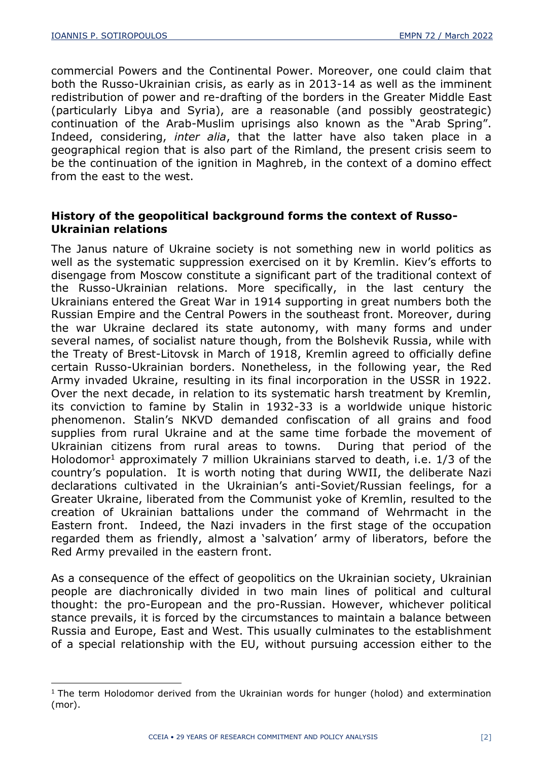commercial Powers and the Continental Power. Moreover, one could claim that both the Russo-Ukrainian crisis, as early as in 2013-14 as well as the imminent redistribution of power and re-drafting of the borders in the Greater Middle East (particularly Libya and Syria), are a reasonable (and possibly geostrategic) continuation of the Arab-Muslim uprisings also known as the "Arab Spring". Indeed, considering, *inter alia*, that the latter have also taken place in a geographical region that is also part of the Rimland, the present crisis seem to be the continuation of the ignition in Maghreb, in the context of a domino effect from the east to the west.

## History of the geopolitical background forms the context of Russo-Ukrainian relations

The Janus nature of Ukraine society is not something new in world politics as well as the systematic suppression exercised on it by Kremlin. Kiev's efforts to disengage from Moscow constitute a significant part of the traditional context of the Russo-Ukrainian relations. More specifically, in the last century the Ukrainians entered the Great War in 1914 supporting in great numbers both the Russian Empire and the Central Powers in the southeast front. Moreover, during the war Ukraine declared its state autonomy, with many forms and under several names, of socialist nature though, from the Bolshevik Russia, while with the Treaty of Brest-Litovsk in March of 1918, Kremlin agreed to officially define certain Russo-Ukrainian borders. Nonetheless, in the following year, the Red Army invaded Ukraine, resulting in its final incorporation in the USSR in 1922. Over the next decade, in relation to its systematic harsh treatment by Kremlin, its conviction to famine by Stalin in 1932-33 is a worldwide unique historic phenomenon. Stalin's NKVD demanded confiscation of all grains and food supplies from rural Ukraine and at the same time forbade the movement of Ukrainian citizens from rural areas to towns. During that period of the Holodomor[1] approximately 7 million Ukrainians starved to death, i.e. 1/3 of the country's population. It is worth noting that during WWII, the deliberate Nazi declarations cultivated in the Ukrainian's anti-Soviet/Russian feelings, for a Greater Ukraine, liberated from the Communist yoke of Kremlin, resulted to the creation of Ukrainian battalions under the command of Wehrmacht in the Eastern front. Indeed, the Nazi invaders in the first stage of the occupation regarded them as friendly, almost a 'salvation' army of liberators, before the Red Army prevailed in the eastern front.

As a consequence of the effect of geopolitics on the Ukrainian society, Ukrainian people are diachronically divided in two main lines of political and cultural thought: the pro-European and the pro-Russian. However, whichever political stance prevails, it is forced by the circumstances to maintain a balance between Russia and Europe, East and West. This usually culminates to the establishment of a special relationship with the EU, without pursuing accession either to the

---

[1] The term Holodomor derived from the Ukrainian words for hunger (holod) and extermination (mor).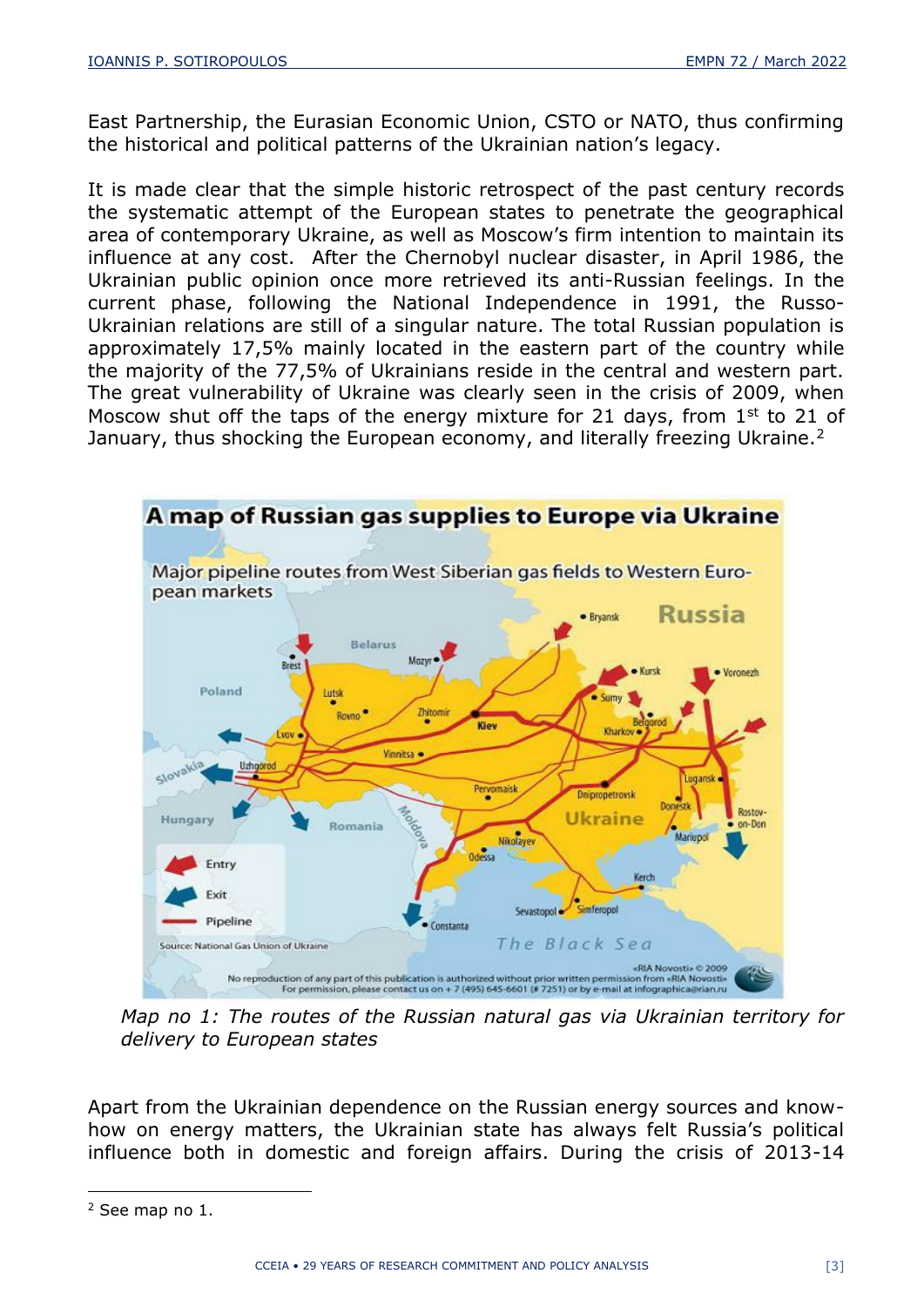East Partnership, the Eurasian Economic Union, CSTO or NATO, thus confirming the historical and political patterns of the Ukrainian nation's legacy.

It is made clear that the simple historic retrospect of the past century records the systematic attempt of the European states to penetrate the geographical area of contemporary Ukraine, as well as Moscow's firm intention to maintain its influence at any cost. After the Chernobyl nuclear disaster, in April 1986, the Ukrainian public opinion once more retrieved its anti-Russian feelings. In the current phase, following the National Independence in 1991, the Russo-Ukrainian relations are still of a singular nature. The total Russian population is approximately 17,5% mainly located in the eastern part of the country while the majority of the 77,5% of Ukrainians reside in the central and western part. The great vulnerability of Ukraine was clearly seen in the crisis of 2009, when Moscow shut off the taps of the energy mixture for 21 days, from 1st to 21 of January, thus shocking the European economy, and literally freezing Ukraine.[2]

*Map no 1: The routes of the Russian natural gas via Ukrainian territory for delivery to European states*

Apart from the Ukrainian dependence on the Russian energy sources and know-how on energy matters, the Ukrainian state has always felt Russia's political influence both in domestic and foreign affairs. During the crisis of 2013-14

[2] See map no 1.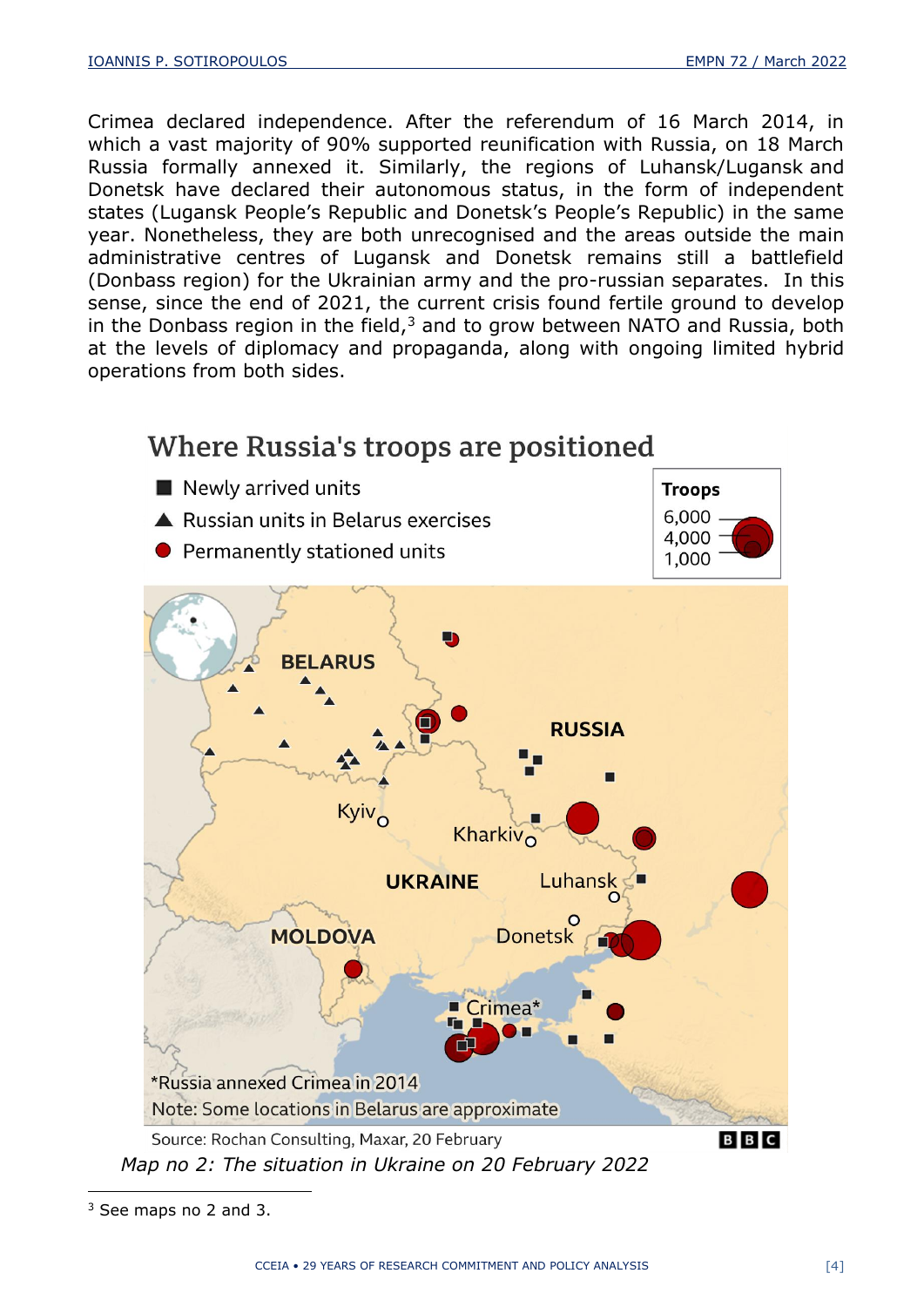Crimea declared independence. After the referendum of 16 March 2014, in which a vast majority of 90% supported reunification with Russia, on 18 March Russia formally annexed it. Similarly, the regions of Luhansk/Lugansk and Donetsk have declared their autonomous status, in the form of independent states (Lugansk People's Republic and Donetsk's People's Republic) in the same year. Nonetheless, they are both unrecognised and the areas outside the main administrative centres of Lugansk and Donetsk remains still a battlefield (Donbass region) for the Ukrainian army and the pro-russian separates. In this sense, since the end of 2021, the current crisis found fertile ground to develop in the Donbass region in the field,[3] and to grow between NATO and Russia, both at the levels of diplomacy and propaganda, along with ongoing limited hybrid operations from both sides.

Where Russia's troops are positioned

Source: Rochan Consulting, Maxar, 20 February

*Map no 2: The situation in Ukraine on 20 February 2022*

[3] See maps no 2 and 3.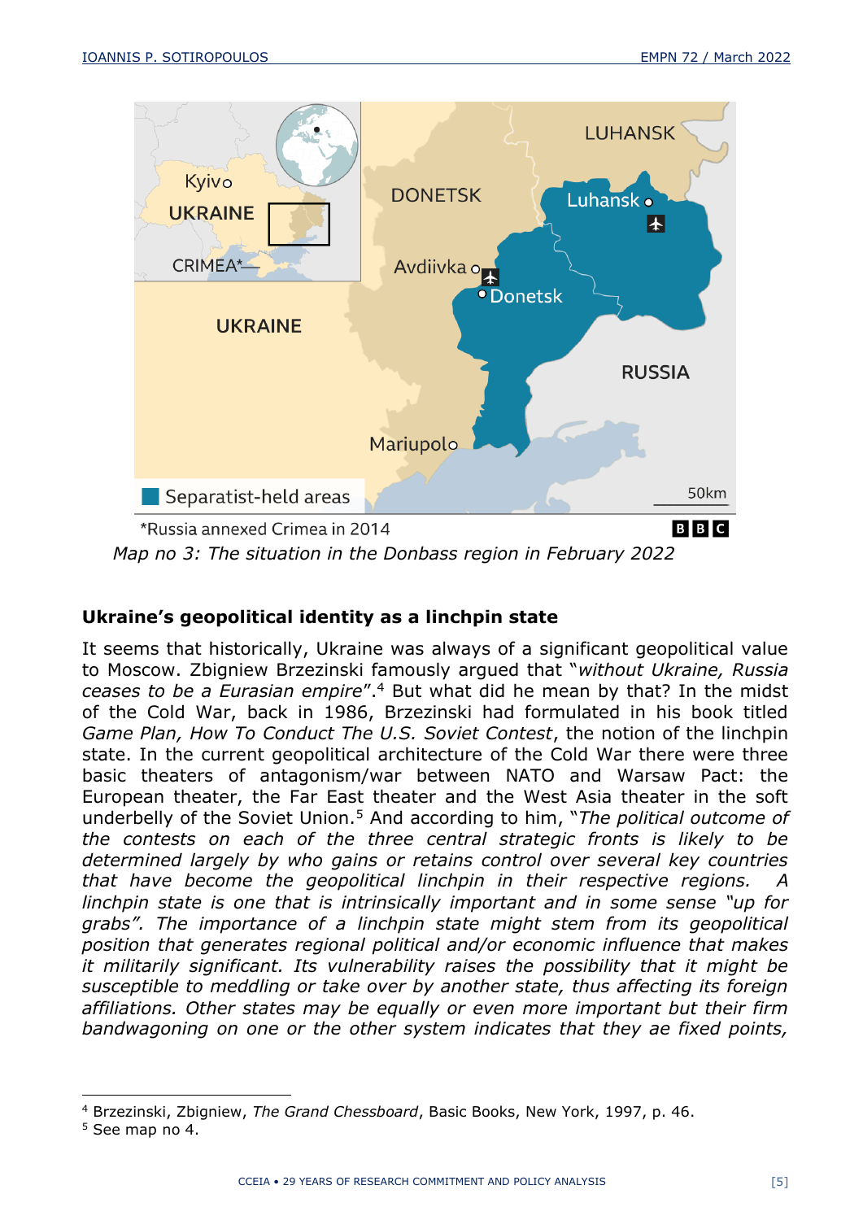*Map no 3: The situation in the Donbass region in February 2022*

## Ukraine's geopolitical identity as a linchpin state

It seems that historically, Ukraine was always of a significant geopolitical value to Moscow. Zbigniew Brzezinski famously argued that "*without Ukraine, Russia ceases to be a Eurasian empire*".[4] But what did he mean by that? In the midst of the Cold War, back in 1986, Brzezinski had formulated in his book titled *Game Plan, How To Conduct The U.S. Soviet Contest*, the notion of the linchpin state. In the current geopolitical architecture of the Cold War there were three basic theaters of antagonism/war between NATO and Warsaw Pact: the European theater, the Far East theater and the West Asia theater in the soft underbelly of the Soviet Union.[5] And according to him, "*The political outcome of the contests on each of the three central strategic fronts is likely to be determined largely by who gains or retains control over several key countries that have become the geopolitical linchpin in their respective regions. A linchpin state is one that is intrinsically important and in some sense "up for grabs". The importance of a linchpin state might stem from its geopolitical position that generates regional political and/or economic influence that makes it militarily significant. Its vulnerability raises the possibility that it might be susceptible to meddling or take over by another state, thus affecting its foreign affiliations. Other states may be equally or even more important but their firm bandwagoning on one or the other system indicates that they ae fixed points,*

[4] Brzezinski, Zbigniew, *The Grand Chessboard*, Basic Books, New York, 1997, p. 46.

[5] See map no 4.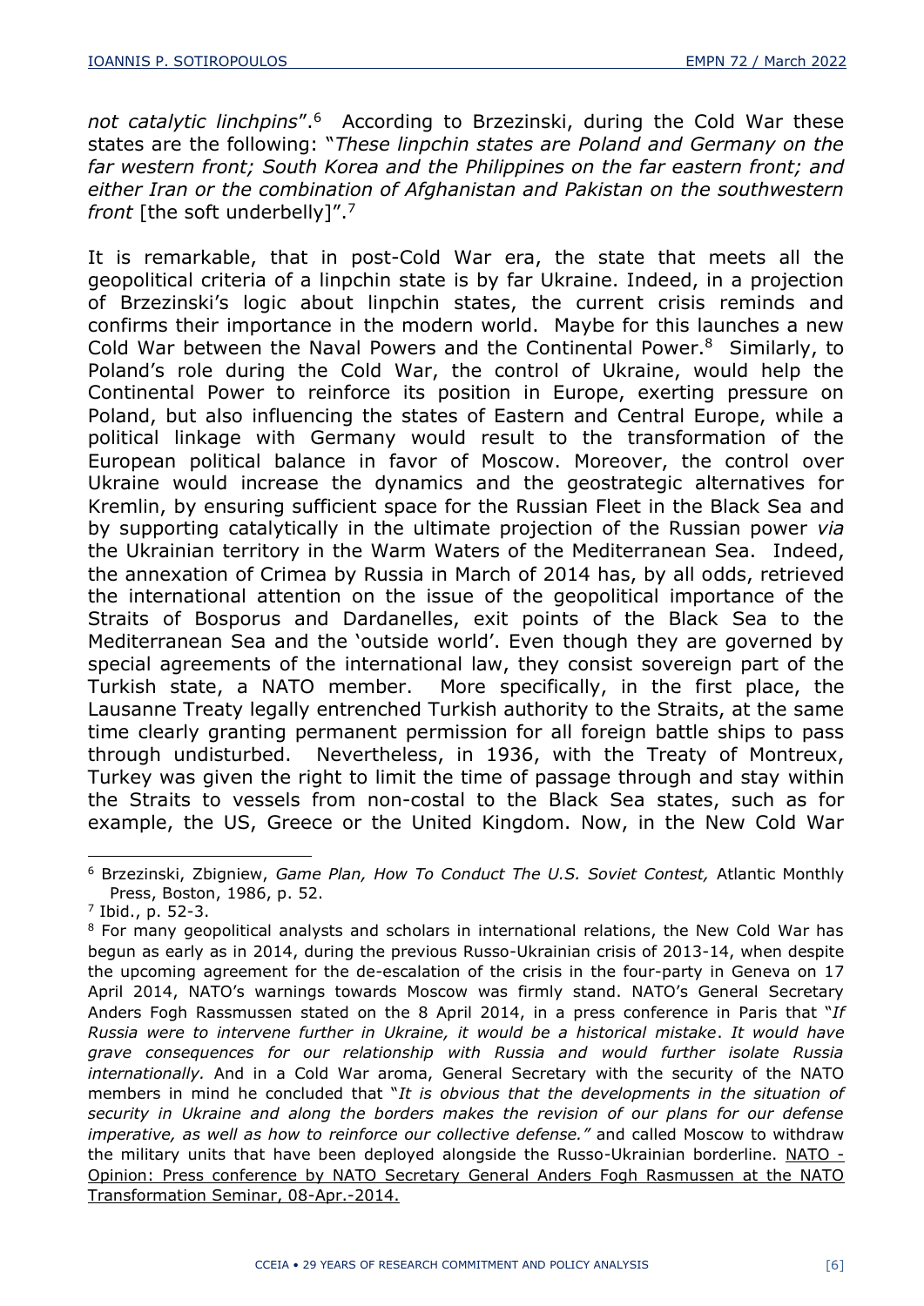*not catalytic linchpins*".[6] According to Brzezinski, during the Cold War these states are the following: "*These linpchin states are Poland and Germany on the far western front; South Korea and the Philippines on the far eastern front; and either Iran or the combination of Afghanistan and Pakistan on the southwestern front* [the soft underbelly]".[7]

It is remarkable, that in post-Cold War era, the state that meets all the geopolitical criteria of a linpchin state is by far Ukraine. Indeed, in a projection of Brzezinski's logic about linpchin states, the current crisis reminds and confirms their importance in the modern world. Maybe for this launches a new Cold War between the Naval Powers and the Continental Power.[8] Similarly, to Poland's role during the Cold War, the control of Ukraine, would help the Continental Power to reinforce its position in Europe, exerting pressure on Poland, but also influencing the states of Eastern and Central Europe, while a political linkage with Germany would result to the transformation of the European political balance in favor of Moscow. Moreover, the control over Ukraine would increase the dynamics and the geostrategic alternatives for Kremlin, by ensuring sufficient space for the Russian Fleet in the Black Sea and by supporting catalytically in the ultimate projection of the Russian power *via* the Ukrainian territory in the Warm Waters of the Mediterranean Sea. Indeed, the annexation of Crimea by Russia in March of 2014 has, by all odds, retrieved the international attention on the issue of the geopolitical importance of the Straits of Bosporus and Dardanelles, exit points of the Black Sea to the Mediterranean Sea and the 'outside world'. Even though they are governed by special agreements of the international law, they consist sovereign part of the Turkish state, a NATO member. More specifically, in the first place, the Lausanne Treaty legally entrenched Turkish authority to the Straits, at the same time clearly granting permanent permission for all foreign battle ships to pass through undisturbed. Nevertheless, in 1936, with the Treaty of Montreux, Turkey was given the right to limit the time of passage through and stay within the Straits to vessels from non-costal to the Black Sea states, such as for example, the US, Greece or the United Kingdom. Now, in the New Cold War

---

[6] Brzezinski, Zbigniew, *Game Plan, How To Conduct The U.S. Soviet Contest,* Atlantic Monthly Press, Boston, 1986, p. 52.

[7] Ibid., p. 52-3.

[8] For many geopolitical analysts and scholars in international relations, the New Cold War has begun as early as in 2014, during the previous Russo-Ukrainian crisis of 2013-14, when despite the upcoming agreement for the de-escalation of the crisis in the four-party in Geneva on 17 April 2014, NATO's warnings towards Moscow was firmly stand. NATO's General Secretary Anders Fogh Rassmussen stated on the 8 April 2014, in a press conference in Paris that "*If Russia were to intervene further in Ukraine, it would be a historical mistake*. *It would have grave consequences for our relationship with Russia and would further isolate Russia internationally.* And in a Cold War aroma, General Secretary with the security of the NATO members in mind he concluded that "*It is obvious that the developments in the situation of security in Ukraine and along the borders makes the revision of our plans for our defense imperative, as well as how to reinforce our collective defense."* and called Moscow to withdraw the military units that have been deployed alongside the Russo-Ukrainian borderline. NATO - Opinion: Press conference by NATO Secretary General Anders Fogh Rasmussen at the NATO Transformation Seminar, 08-Apr.-2014.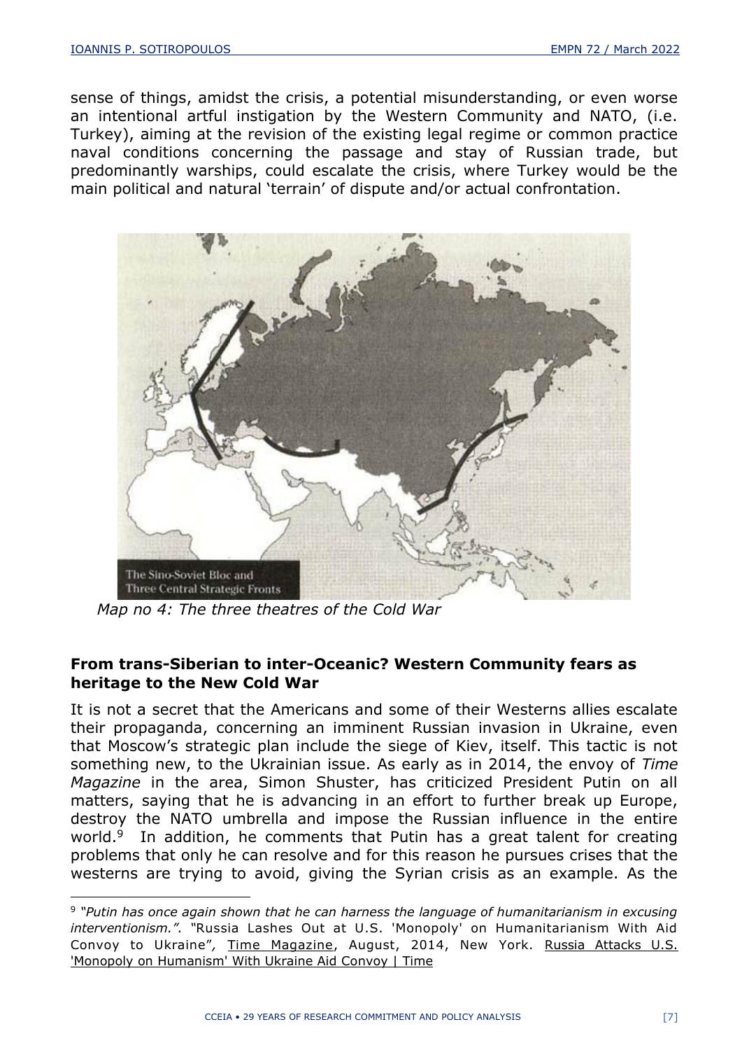sense of things, amidst the crisis, a potential misunderstanding, or even worse an intentional artful instigation by the Western Community and NATO, (i.e. Turkey), aiming at the revision of the existing legal regime or common practice naval conditions concerning the passage and stay of Russian trade, but predominantly warships, could escalate the crisis, where Turkey would be the main political and natural 'terrain' of dispute and/or actual confrontation.

The Sino-Soviet Bloc and Three Central Strategic Fronts

*Map no 4: The three theatres of the Cold War*

## From trans-Siberian to inter-Oceanic? Western Community fears as heritage to the New Cold War

It is not a secret that the Americans and some of their Westerns allies escalate their propaganda, concerning an imminent Russian invasion in Ukraine, even that Moscow's strategic plan include the siege of Kiev, itself. This tactic is not something new, to the Ukrainian issue. As early as in 2014, the envoy of *Time Magazine* in the area, Simon Shuster, has criticized President Putin on all matters, saying that he is advancing in an effort to further break up Europe, destroy the NATO umbrella and impose the Russian influence in the entire world.[9] In addition, he comments that Putin has a great talent for creating problems that only he can resolve and for this reason he pursues crises that the westerns are trying to avoid, giving the Syrian crisis as an example. As the

---

[9] *"Putin has once again shown that he can harness the language of humanitarianism in excusing interventionism.".* "Russia Lashes Out at U.S. 'Monopoly' on Humanitarianism With Aid Convoy to Ukraine", Time Magazine, August, 2014, New York. Russia Attacks U.S. 'Monopoly on Humanism' With Ukraine Aid Convoy | Time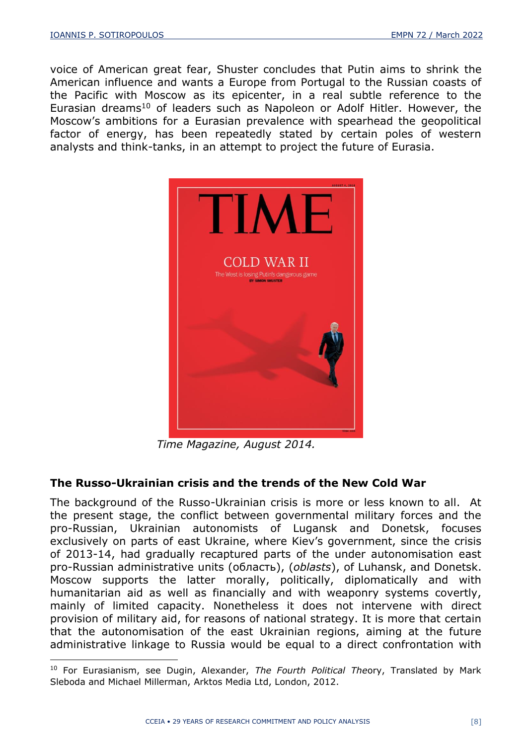voice of American great fear, Shuster concludes that Putin aims to shrink the American influence and wants a Europe from Portugal to the Russian coasts of the Pacific with Moscow as its epicenter, in a real subtle reference to the Eurasian dreams[10] of leaders such as Napoleon or Adolf Hitler. However, the Moscow's ambitions for a Eurasian prevalence with spearhead the geopolitical factor of energy, has been repeatedly stated by certain poles of western analysts and think-tanks, in an attempt to project the future of Eurasia.

*Time Magazine, August 2014.*

## The Russo-Ukrainian crisis and the trends of the New Cold War

The background of the Russo-Ukrainian crisis is more or less known to all. At the present stage, the conflict between governmental military forces and the pro-Russian, Ukrainian autonomists of Lugansk and Donetsk, focuses exclusively on parts of east Ukraine, where Kiev's government, since the crisis of 2013-14, had gradually recaptured parts of the under autonomisation east pro-Russian administrative units (область), (*oblasts*), of Luhansk, and Donetsk. Moscow supports the latter morally, politically, diplomatically and with humanitarian aid as well as financially and with weaponry systems covertly, mainly of limited capacity. Nonetheless it does not intervene with direct provision of military aid, for reasons of national strategy. It is more that certain that the autonomisation of the east Ukrainian regions, aiming at the future administrative linkage to Russia would be equal to a direct confrontation with

[10] For Eurasianism, see Dugin, Alexander, *The Fourth Political Theory*, Translated by Mark Sleboda and Michael Millerman, Arktos Media Ltd, London, 2012.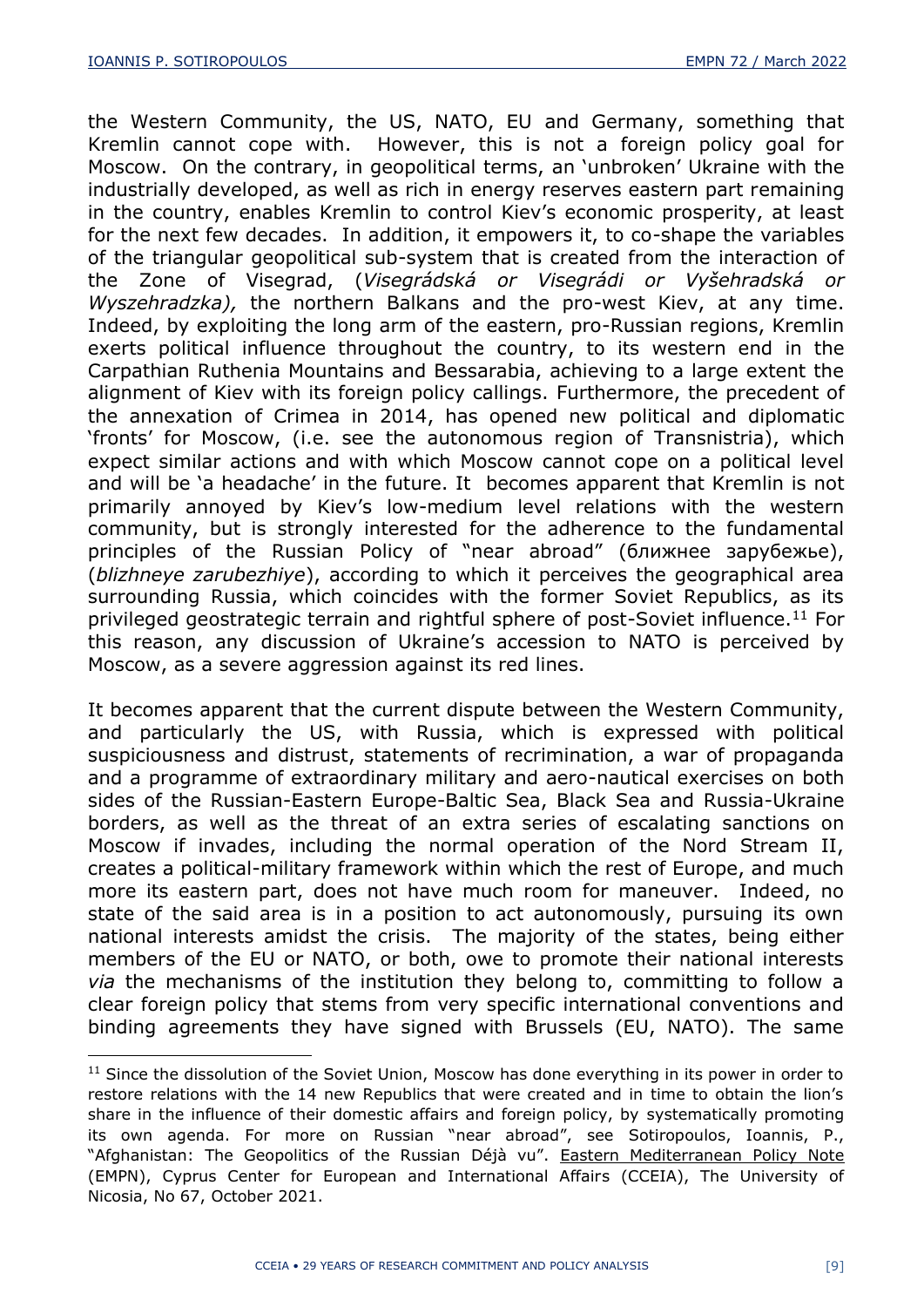the Western Community, the US, NATO, EU and Germany, something that Kremlin cannot cope with. However, this is not a foreign policy goal for Moscow. On the contrary, in geopolitical terms, an 'unbroken' Ukraine with the industrially developed, as well as rich in energy reserves eastern part remaining in the country, enables Kremlin to control Kiev's economic prosperity, at least for the next few decades. In addition, it empowers it, to co-shape the variables of the triangular geopolitical sub-system that is created from the interaction of the Zone of Visegrad, (*Visegrádská or Visegrádi or Vyšehradská or Wyszehradzka),* the northern Balkans and the pro-west Kiev, at any time. Indeed, by exploiting the long arm of the eastern, pro-Russian regions, Kremlin exerts political influence throughout the country, to its western end in the Carpathian Ruthenia Mountains and Bessarabia, achieving to a large extent the alignment of Kiev with its foreign policy callings. Furthermore, the precedent of the annexation of Crimea in 2014, has opened new political and diplomatic 'fronts' for Moscow, (i.e. see the autonomous region of Transnistria), which expect similar actions and with which Moscow cannot cope on a political level and will be 'a headache' in the future. It becomes apparent that Kremlin is not primarily annoyed by Kiev's low-medium level relations with the western community, but is strongly interested for the adherence to the fundamental principles of the Russian Policy of "near abroad" (ближнее зарубежье), (*blizhneye zarubezhiye*), according to which it perceives the geographical area surrounding Russia, which coincides with the former Soviet Republics, as its privileged geostrategic terrain and rightful sphere of post-Soviet influence.[11] For this reason, any discussion of Ukraine's accession to NATO is perceived by Moscow, as a severe aggression against its red lines.

It becomes apparent that the current dispute between the Western Community, and particularly the US, with Russia, which is expressed with political suspiciousness and distrust, statements of recrimination, a war of propaganda and a programme of extraordinary military and aero-nautical exercises on both sides of the Russian-Eastern Europe-Baltic Sea, Black Sea and Russia-Ukraine borders, as well as the threat of an extra series of escalating sanctions on Moscow if invades, including the normal operation of the Nord Stream II, creates a political-military framework within which the rest of Europe, and much more its eastern part, does not have much room for maneuver. Indeed, no state of the said area is in a position to act autonomously, pursuing its own national interests amidst the crisis. The majority of the states, being either members of the EU or NATO, or both, owe to promote their national interests *via* the mechanisms of the institution they belong to, committing to follow a clear foreign policy that stems from very specific international conventions and binding agreements they have signed with Brussels (EU, NATO). The same

[11] Since the dissolution of the Soviet Union, Moscow has done everything in its power in order to restore relations with the 14 new Republics that were created and in time to obtain the lion's share in the influence of their domestic affairs and foreign policy, by systematically promoting its own agenda. For more on Russian "near abroad", see Sotiropoulos, Ioannis, P., "Afghanistan: The Geopolitics of the Russian Déjà vu". Eastern Mediterranean Policy Note (EMPN), Cyprus Center for European and International Affairs (CCEIA), The University of Nicosia, No 67, October 2021.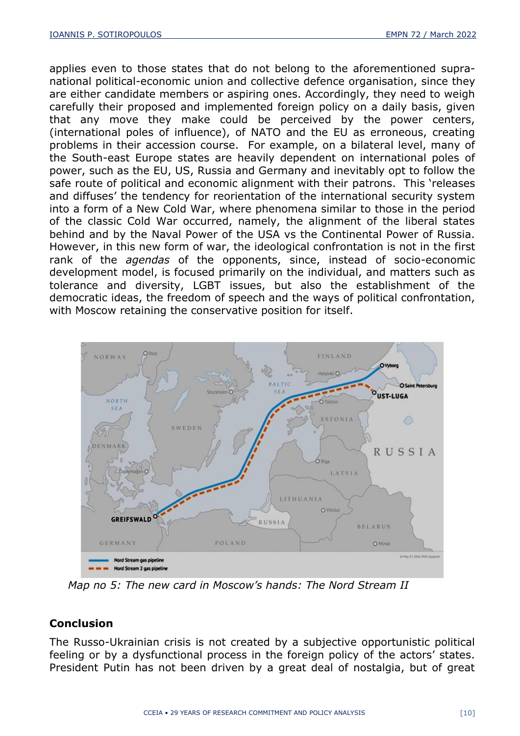applies even to those states that do not belong to the aforementioned supra-national political-economic union and collective defence organisation, since they are either candidate members or aspiring ones. Accordingly, they need to weigh carefully their proposed and implemented foreign policy on a daily basis, given that any move they make could be perceived by the power centers, (international poles of influence), of NATO and the EU as erroneous, creating problems in their accession course. For example, on a bilateral level, many of the South-east Europe states are heavily dependent on international poles of power, such as the EU, US, Russia and Germany and inevitably opt to follow the safe route of political and economic alignment with their patrons. This 'releases and diffuses' the tendency for reorientation of the international security system into a form of a New Cold War, where phenomena similar to those in the period of the classic Cold War occurred, namely, the alignment of the liberal states behind and by the Naval Power of the USA vs the Continental Power of Russia. However, in this new form of war, the ideological confrontation is not in the first rank of the *agendas* of the opponents, since, instead of socio-economic development model, is focused primarily on the individual, and matters such as tolerance and diversity, LGBT issues, but also the establishment of the democratic ideas, the freedom of speech and the ways of political confrontation, with Moscow retaining the conservative position for itself.

*Map no 5: The new card in Moscow's hands: The Nord Stream II*

## Conclusion

The Russo-Ukrainian crisis is not created by a subjective opportunistic political feeling or by a dysfunctional process in the foreign policy of the actors' states. President Putin has not been driven by a great deal of nostalgia, but of great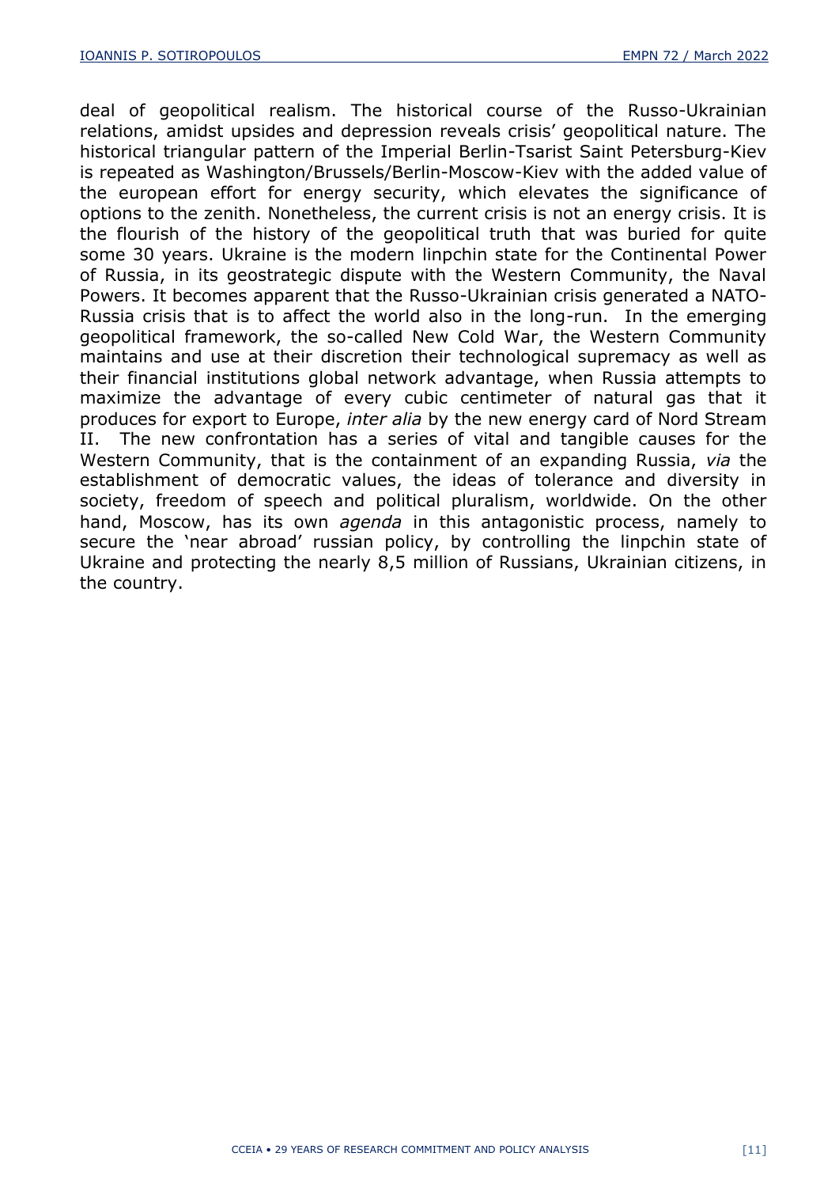deal of geopolitical realism. The historical course of the Russo-Ukrainian relations, amidst upsides and depression reveals crisis' geopolitical nature. The historical triangular pattern of the Imperial Berlin-Tsarist Saint Petersburg-Kiev is repeated as Washington/Brussels/Berlin-Moscow-Kiev with the added value of the european effort for energy security, which elevates the significance of options to the zenith. Nonetheless, the current crisis is not an energy crisis. It is the flourish of the history of the geopolitical truth that was buried for quite some 30 years. Ukraine is the modern linpchin state for the Continental Power of Russia, in its geostrategic dispute with the Western Community, the Naval Powers. It becomes apparent that the Russo-Ukrainian crisis generated a NATO-Russia crisis that is to affect the world also in the long-run. In the emerging geopolitical framework, the so-called New Cold War, the Western Community maintains and use at their discretion their technological supremacy as well as their financial institutions global network advantage, when Russia attempts to maximize the advantage of every cubic centimeter of natural gas that it produces for export to Europe, *inter alia* by the new energy card of Nord Stream II. The new confrontation has a series of vital and tangible causes for the Western Community, that is the containment of an expanding Russia, *via* the establishment of democratic values, the ideas of tolerance and diversity in society, freedom of speech and political pluralism, worldwide. On the other hand, Moscow, has its own *agenda* in this antagonistic process, namely to secure the 'near abroad' russian policy, by controlling the linpchin state of Ukraine and protecting the nearly 8,5 million of Russians, Ukrainian citizens, in the country.